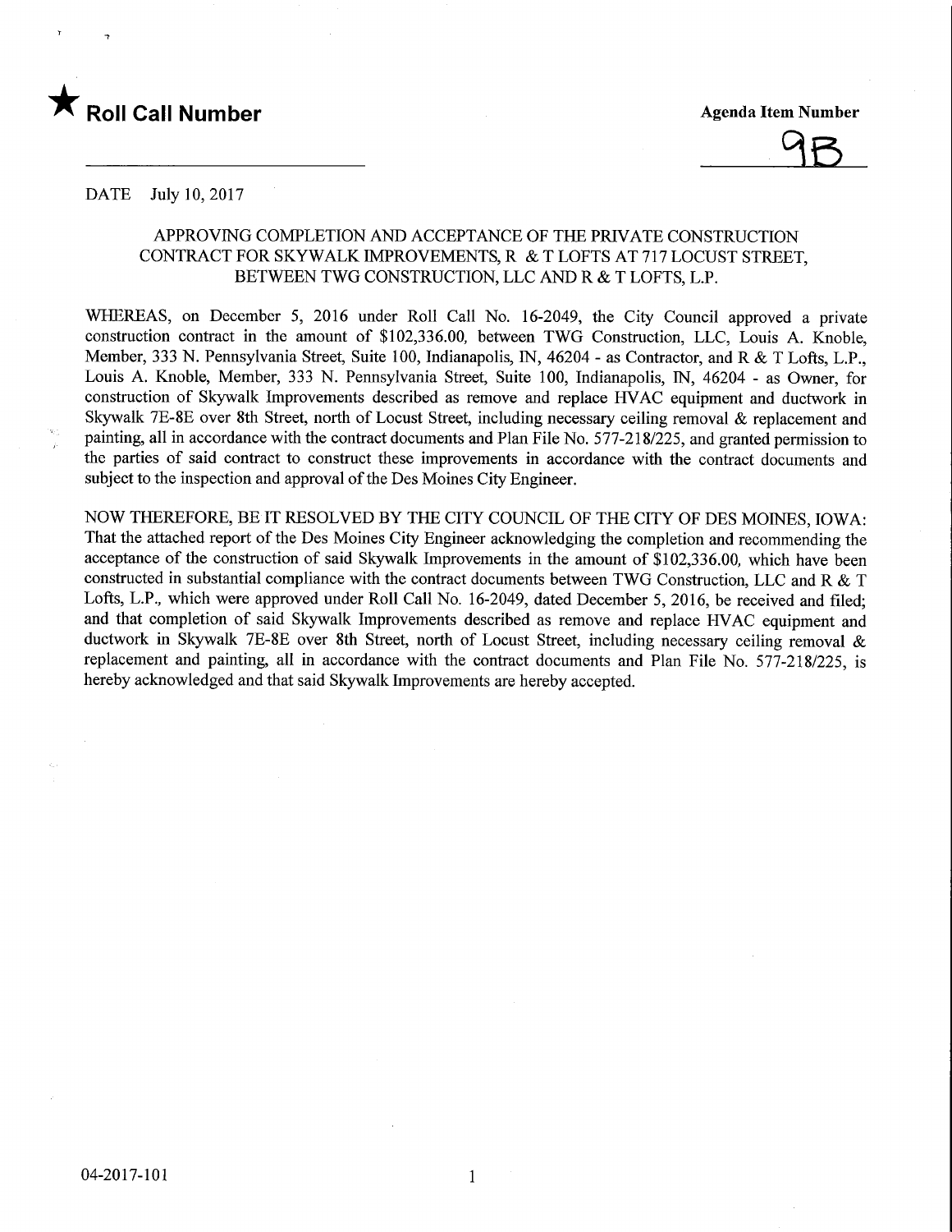★ **Roll Call Number** ______________________

**Agenda Item Number** 9B

DATE July 10, 2017

APPROVING COMPLETION AND ACCEPTANCE OF THE PRIVATE CONSTRUCTION CONTRACT FOR SKYWALK IMPROVEMENTS, R & T LOFTS AT 717 LOCUST STREET, BETWEEN TWG CONSTRUCTION, LLC AND R & T LOFTS, L.P.

WHEREAS, on December 5, 2016 under Roll Call No. 16-2049, the City Council approved a private construction contract in the amount of $102,336.00, between TWG Construction, LLC, Louis A. Knoble, Member, 333 N. Pennsylvania Street, Suite 100, Indianapolis, IN, 46204 - as Contractor, and R & T Lofts, L.P., Louis A. Knoble, Member, 333 N. Pennsylvania Street, Suite 100, Indianapolis, IN, 46204 - as Owner, for construction of Skywalk Improvements described as remove and replace HVAC equipment and ductwork in Skywalk 7E-8E over 8th Street, north of Locust Street, including necessary ceiling removal & replacement and painting, all in accordance with the contract documents and Plan File No. 577-218/225, and granted permission to the parties of said contract to construct these improvements in accordance with the contract documents and subject to the inspection and approval of the Des Moines City Engineer.

NOW THEREFORE, BE IT RESOLVED BY THE CITY COUNCIL OF THE CITY OF DES MOINES, IOWA: That the attached report of the Des Moines City Engineer acknowledging the completion and recommending the acceptance of the construction of said Skywalk Improvements in the amount of $102,336.00, which have been constructed in substantial compliance with the contract documents between TWG Construction, LLC and R & T Lofts, L.P., which were approved under Roll Call No. 16-2049, dated December 5, 2016, be received and filed; and that completion of said Skywalk Improvements described as remove and replace HVAC equipment and ductwork in Skywalk 7E-8E over 8th Street, north of Locust Street, including necessary ceiling removal & replacement and painting, all in accordance with the contract documents and Plan File No. 577-218/225, is hereby acknowledged and that said Skywalk Improvements are hereby accepted.

04-2017-101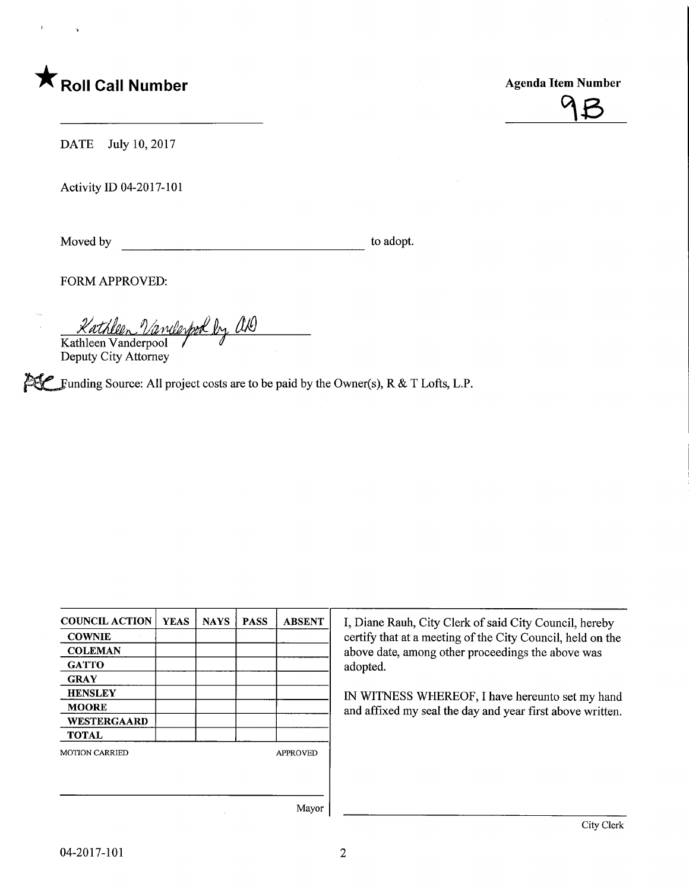★ **Roll Call Number**

______________________

**Agenda Item Number**

9B

DATE July 10, 2017

Activity ID 04-2017-101

Moved by ______________________ to adopt.

FORM APPROVED:

*Kathleen Vanderpool by AO*
Kathleen Vanderpool
Deputy City Attorney

PSC Funding Source: All project costs are to be paid by the Owner(s), R & T Lofts, L.P.

| COUNCIL ACTION | YEAS | NAYS | PASS | ABSENT |
|---|---|---|---|---|
| COWNIE | | | | |
| COLEMAN | | | | |
| GATTO | | | | |
| GRAY | | | | |
| HENSLEY | | | | |
| MOORE | | | | |
| WESTERGAARD | | | | |
| TOTAL | | | | |

MOTION CARRIED APPROVED

______________________
Mayor

I, Diane Rauh, City Clerk of said City Council, hereby certify that at a meeting of the City Council, held on the above date, among other proceedings the above was adopted.

IN WITNESS WHEREOF, I have hereunto set my hand and affixed my seal the day and year first above written.

______________________
City Clerk

04-2017-101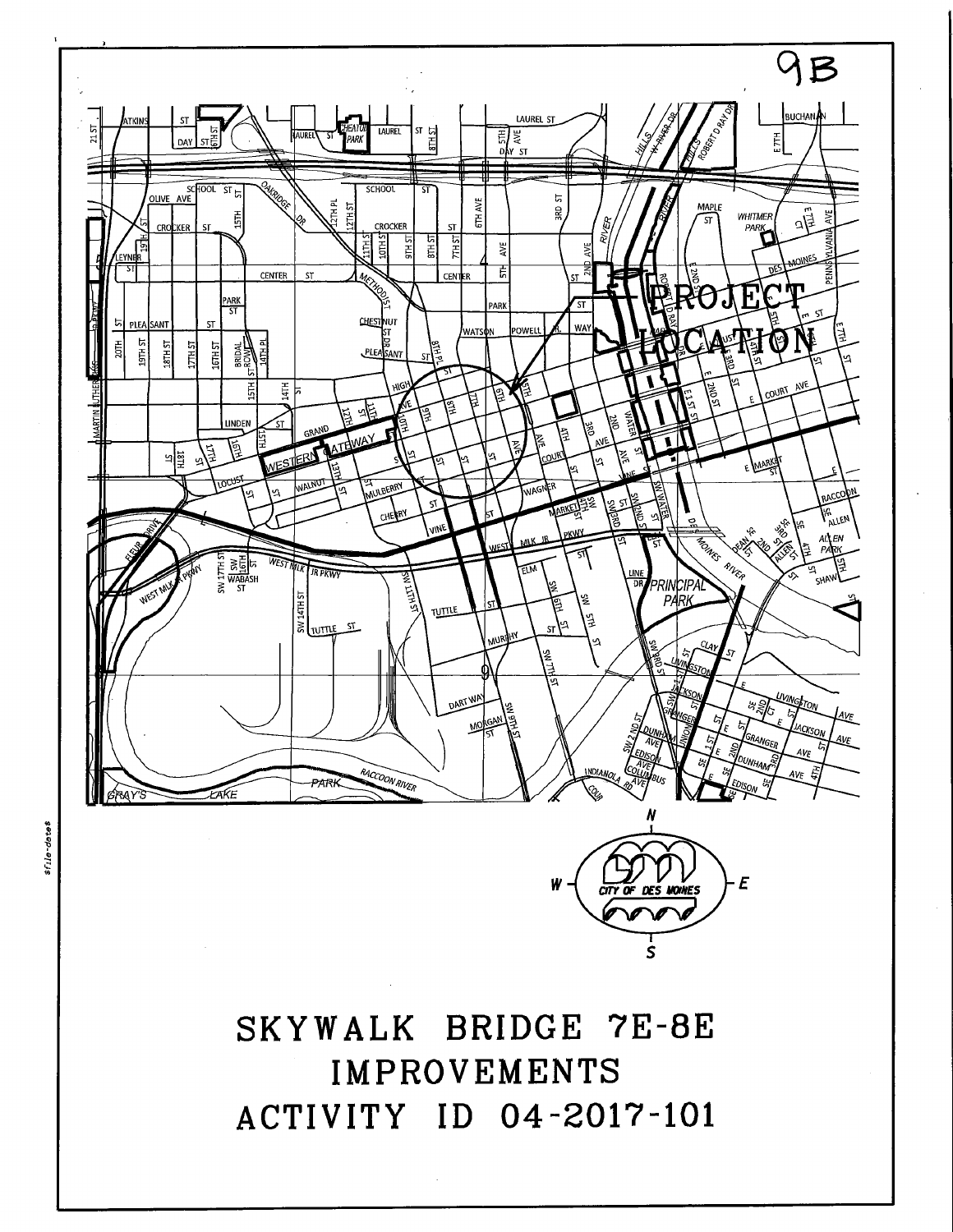9B

PROJECT LOCATION

CITY OF DES MOINES

# SKYWALK BRIDGE 7E-8E IMPROVEMENTS

# ACTIVITY ID 04-2017-101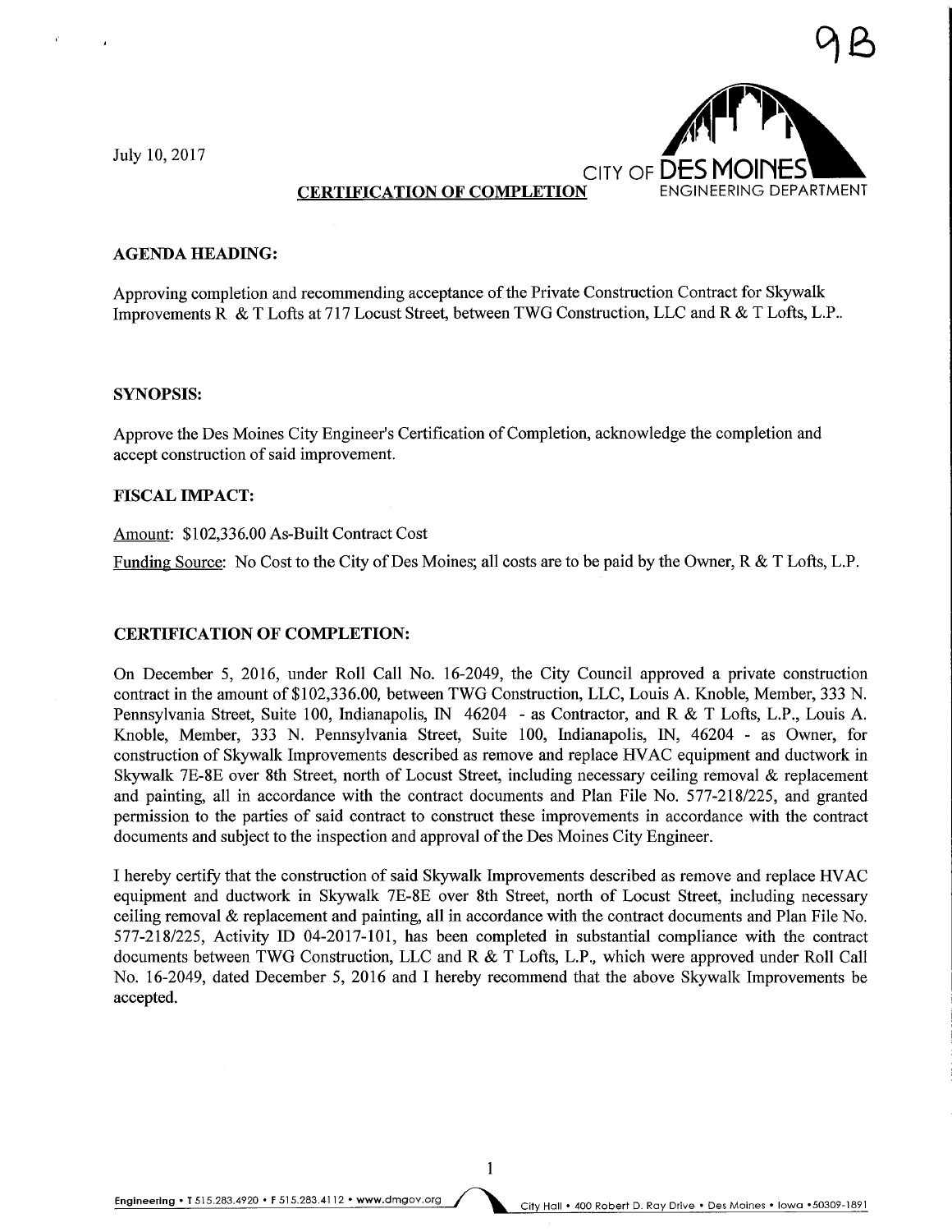9B

July 10, 2017

CITY OF DES MOINES
ENGINEERING DEPARTMENT

**CERTIFICATION OF COMPLETION**

**AGENDA HEADING:**

Approving completion and recommending acceptance of the Private Construction Contract for Skywalk Improvements R & T Lofts at 717 Locust Street, between TWG Construction, LLC and R & T Lofts, L.P..

**SYNOPSIS:**

Approve the Des Moines City Engineer's Certification of Completion, acknowledge the completion and accept construction of said improvement.

**FISCAL IMPACT:**

Amount: $102,336.00 As-Built Contract Cost

Funding Source: No Cost to the City of Des Moines; all costs are to be paid by the Owner, R & T Lofts, L.P.

**CERTIFICATION OF COMPLETION:**

On December 5, 2016, under Roll Call No. 16-2049, the City Council approved a private construction contract in the amount of $102,336.00, between TWG Construction, LLC, Louis A. Knoble, Member, 333 N. Pennsylvania Street, Suite 100, Indianapolis, IN 46204 - as Contractor, and R & T Lofts, L.P., Louis A. Knoble, Member, 333 N. Pennsylvania Street, Suite 100, Indianapolis, IN, 46204 - as Owner, for construction of Skywalk Improvements described as remove and replace HVAC equipment and ductwork in Skywalk 7E-8E over 8th Street, north of Locust Street, including necessary ceiling removal & replacement and painting, all in accordance with the contract documents and Plan File No. 577-218/225, and granted permission to the parties of said contract to construct these improvements in accordance with the contract documents and subject to the inspection and approval of the Des Moines City Engineer.

I hereby certify that the construction of said Skywalk Improvements described as remove and replace HVAC equipment and ductwork in Skywalk 7E-8E over 8th Street, north of Locust Street, including necessary ceiling removal & replacement and painting, all in accordance with the contract documents and Plan File No. 577-218/225, Activity ID 04-2017-101, has been completed in substantial compliance with the contract documents between TWG Construction, LLC and R & T Lofts, L.P., which were approved under Roll Call No. 16-2049, dated December 5, 2016 and I hereby recommend that the above Skywalk Improvements be accepted.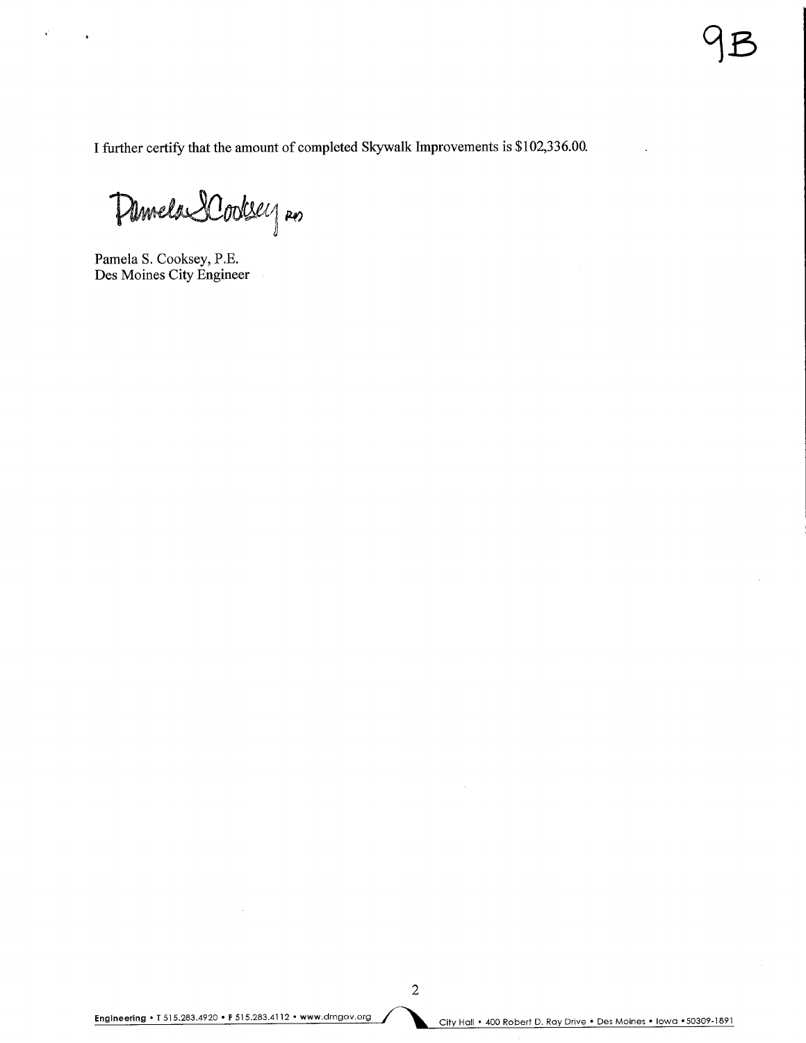9B

I further certify that the amount of completed Skywalk Improvements is $102,336.00.

Pamela S. Cooksey, P.E.
Des Moines City Engineer

Engineering • T 515.283.4920 • F 515.283.4112 • www.dmgov.org  City Hall • 400 Robert D. Ray Drive • Des Moines • Iowa • 50309-1891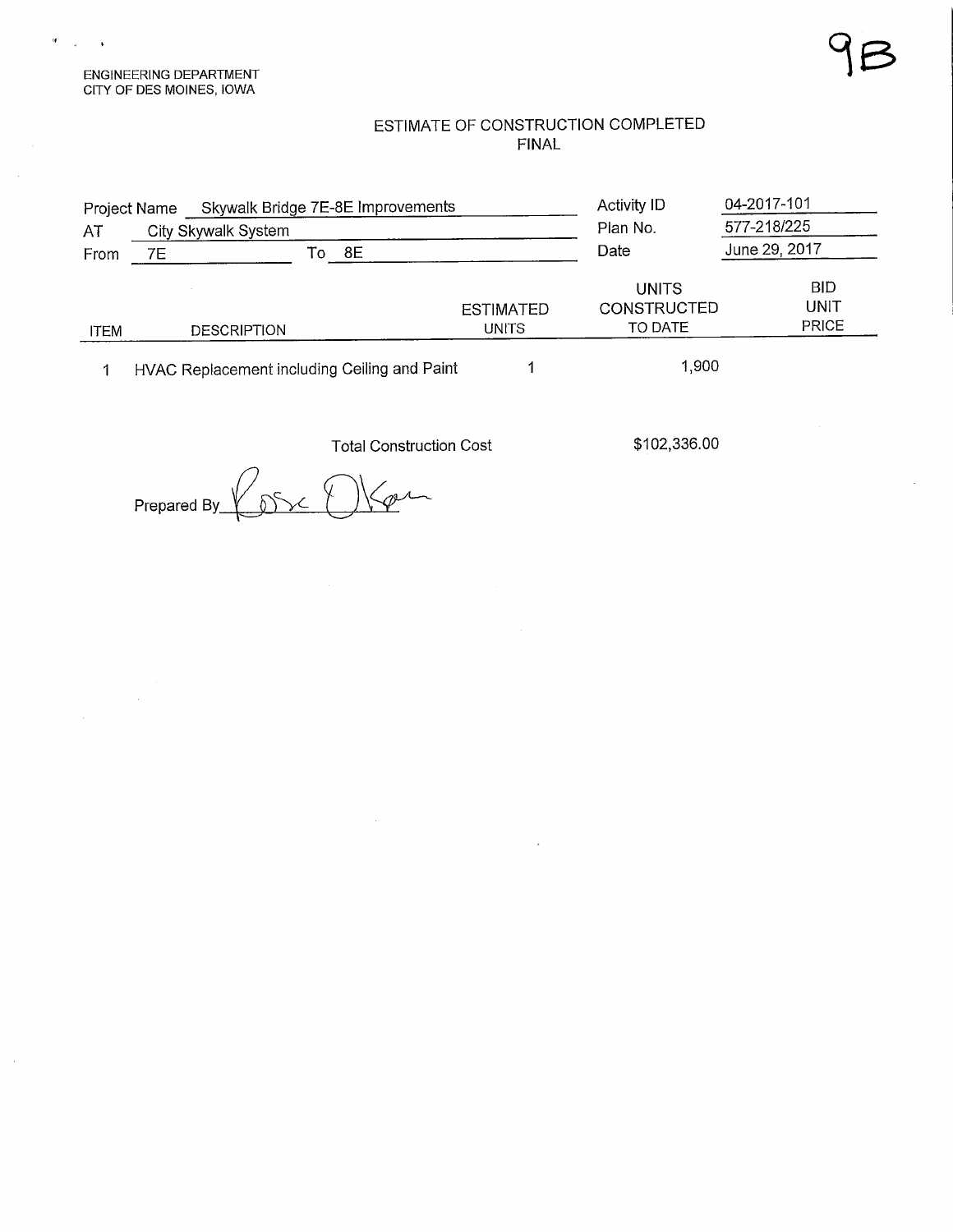ENGINEERING DEPARTMENT
CITY OF DES MOINES, IOWA

9B

## ESTIMATE OF CONSTRUCTION COMPLETED
## FINAL

| | | | |
|---|---|---|---|
| Project Name | Skywalk Bridge 7E-8E Improvements | Activity ID | 04-2017-101 |
| AT | City Skywalk System | Plan No. | 577-218/225 |
| From | 7E To 8E | Date | June 29, 2017 |

| ITEM | DESCRIPTION | ESTIMATED UNITS | UNITS CONSTRUCTED TO DATE | BID UNIT PRICE |
|---|---|---|---|---|
| 1 | HVAC Replacement including Ceiling and Paint | 1 | 1,900 | |

Total Construction Cost $102,336.00

Prepared By [signature]